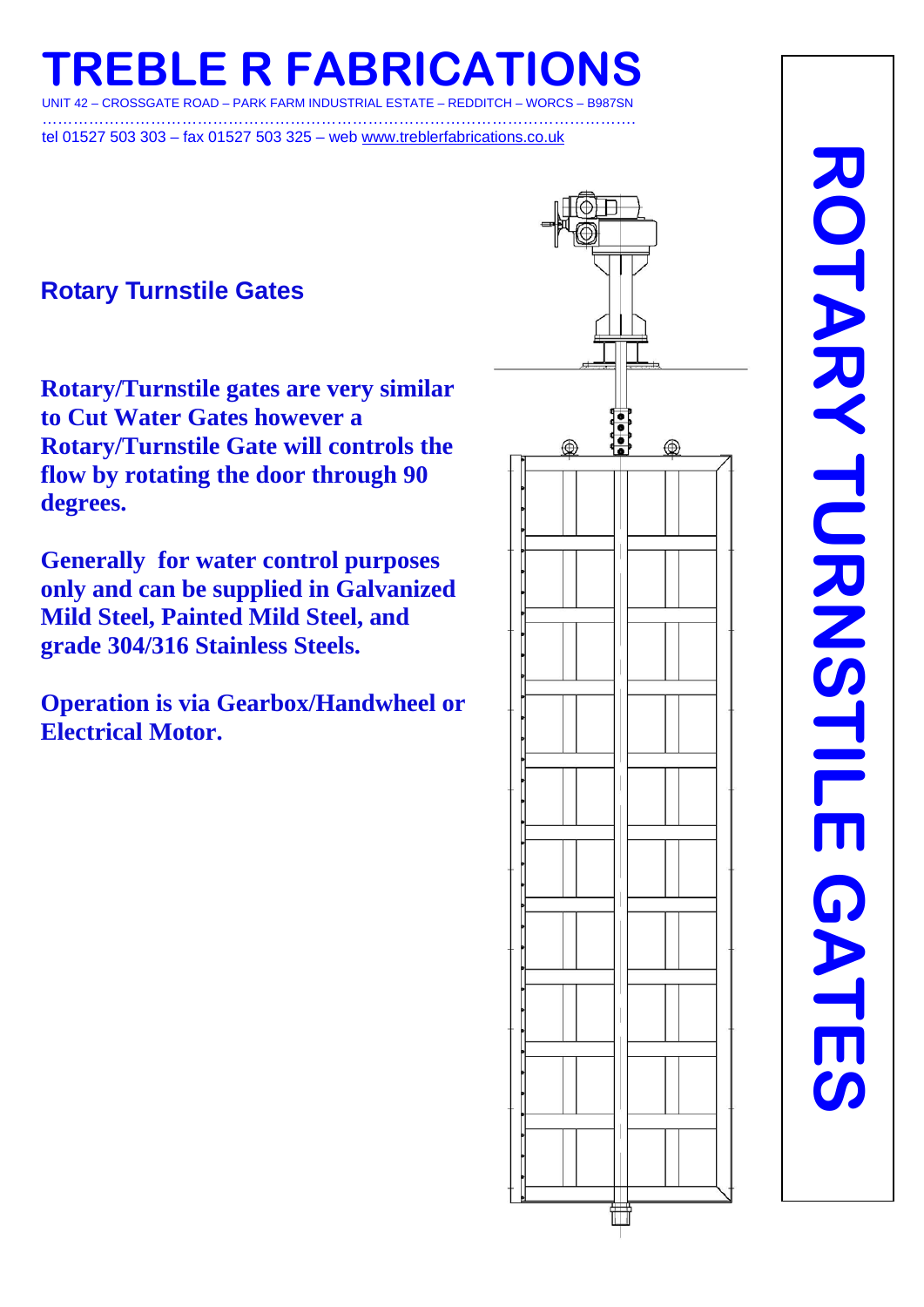# TREBLE R FABRICATIONS

UNIT 42 – CROSSGATE ROAD – PARK FARM INDUSTRIAL ESTATE – REDDITCH – WORCS – B987SN

tel 01527 503 303 – fax 01527 503 325 – web www.treblerfabrications.co.uk

## Rotary Turnstile Gates

**Rotary/Turnstile gates are very similar to Cut Water Gates however a Rotary/Turnstile Gate will controls the flow by rotating the door through 90 degrees.**

**Generally for water control purposes only and can be supplied in Galvanized Mild Steel, Painted Mild Steel, and grade 304/316 Stainless Steels.**

**Operation is via Gearbox/Handwheel or Electrical Motor.**

ROTARY TURNSTILE GATES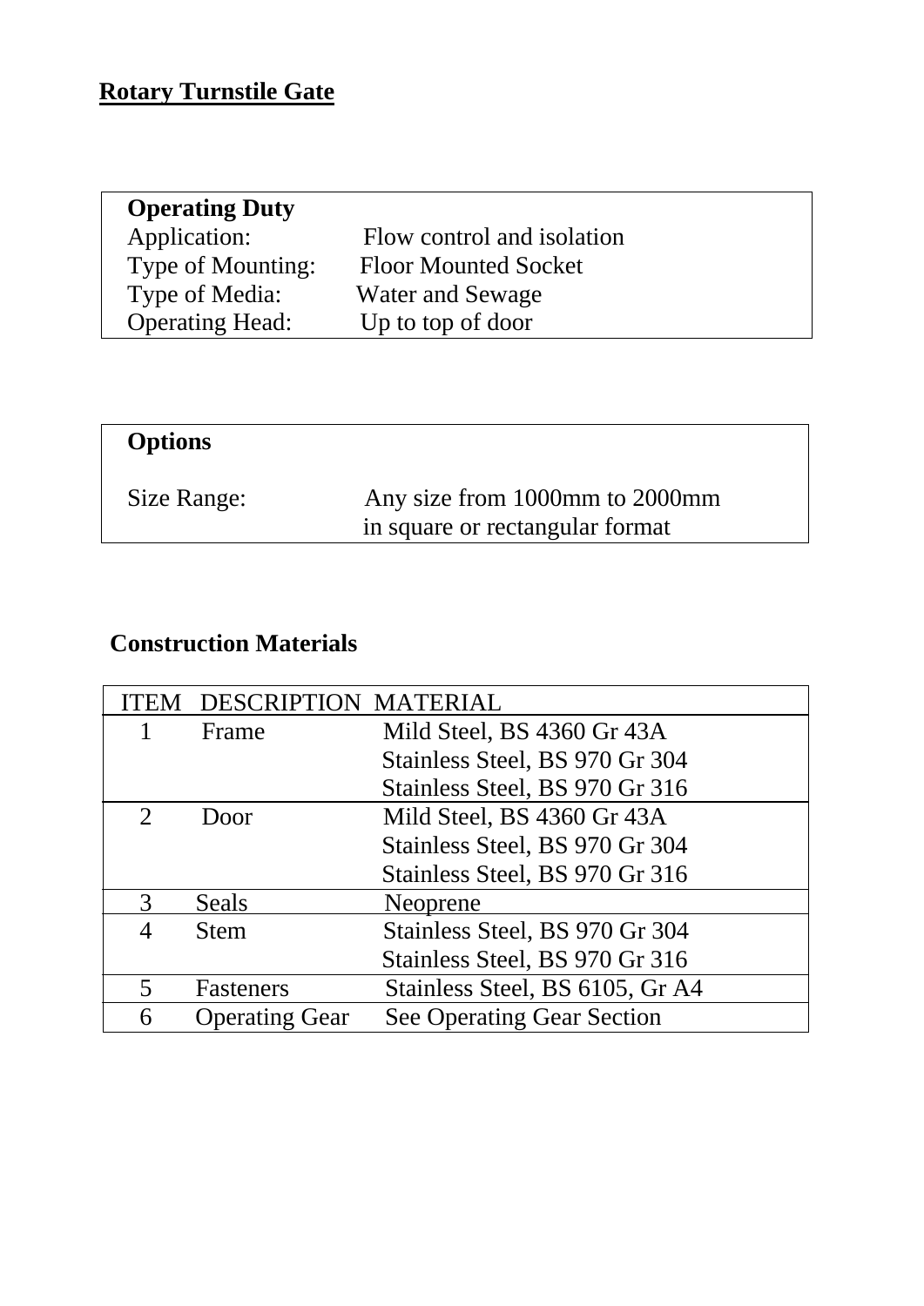# Rotary Turnstile Gate

| **Operating Duty** | |
|---|---|
| Application: | Flow control and isolation |
| Type of Mounting: | Floor Mounted Socket |
| Type of Media: | Water and Sewage |
| Operating Head: | Up to top of door |

| **Options** | |
|---|---|
| Size Range: | Any size from 1000mm to 2000mm in square or rectangular format |

## Construction Materials

| ITEM | DESCRIPTION | MATERIAL |
|---|---|---|
| 1 | Frame | Mild Steel, BS 4360 Gr 43A<br>Stainless Steel, BS 970 Gr 304<br>Stainless Steel, BS 970 Gr 316 |
| 2 | Door | Mild Steel, BS 4360 Gr 43A<br>Stainless Steel, BS 970 Gr 304<br>Stainless Steel, BS 970 Gr 316 |
| 3 | Seals | Neoprene |
| 4 | Stem | Stainless Steel, BS 970 Gr 304<br>Stainless Steel, BS 970 Gr 316 |
| 5 | Fasteners | Stainless Steel, BS 6105, Gr A4 |
| 6 | Operating Gear | See Operating Gear Section |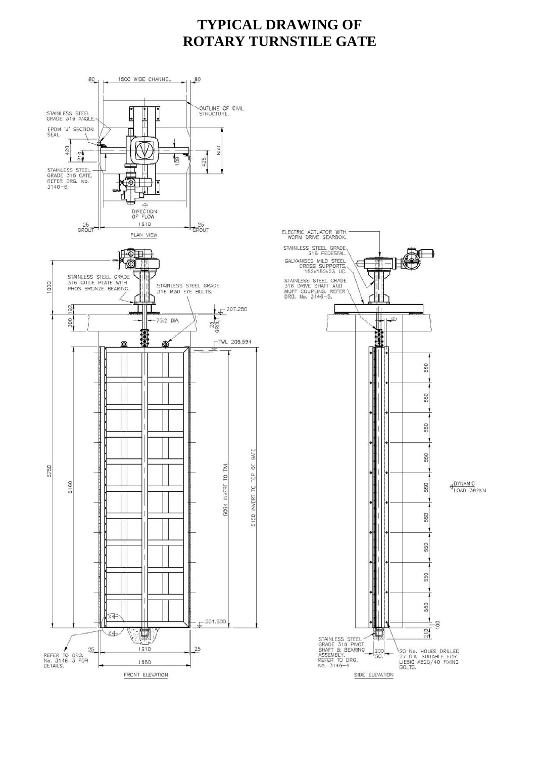# TYPICAL DRAWING OF ROTARY TURNSTILE GATE

PLAN VIEW

80
1500 WIDE CHANNEL
80
OUTLINE OF CIVIL STRUCTURE.
STAINLESS STEEL GRADE 316 ANGLE.
EPDM 'J' SECTION SEAL.
420
210
108
425
850
STAINLESS STEEL GRADE 316 GATE. REFER DRG. No. 3146-6.
DIRECTION OF FLOW
25 GROUT
1610
25 GROUT

FRONT ELEVATION

STAINLESS STEEL GRADE 316 GUIDE PLATE WITH PHOS BRONZE BEARING.
STAINLESS STEEL GRADE 316 M30 EYE BOLTS.
1000
192
300
207.250
76.2 DIA.
25 GROUT
TWL 206.594
5750
5160
5094 INVERT TO TWL
5150 INVERT TO TOP OF GATE
X4
X4
201.500
REFER TO DRG. No. 3146-3 FOR DETAILS.
25
1610
25
1660

SIDE ELEVATION

ELECTRIC ACTUATOR WITH WORM DRIVE GEARBOX.
STAINLESS STEEL GRADE 316 PEDESTAL.
GALVANISED MILD STEEL CROSS SUPPORTS. 152x152x23 UC.
STAINLESS STEEL GRADE 316 DRIVE SHAFT AND MUFF COUPLING. REFER DRG. No. 3146-5.
45
550
550
550
550
550
550
550
550
550
210
100
DYNAMIC LOAD 382KN
STAINLESS STEEL GRADE 316 PIVOT SHAFT & BEARING ASSEMBLY. REFER TO DRG. No. 3146-4
200 SQ.
20 No. HOLES DRILLED 27 DIA. SUITABLE FOR LIEBIG AB25/40 FIXING BOLTS.